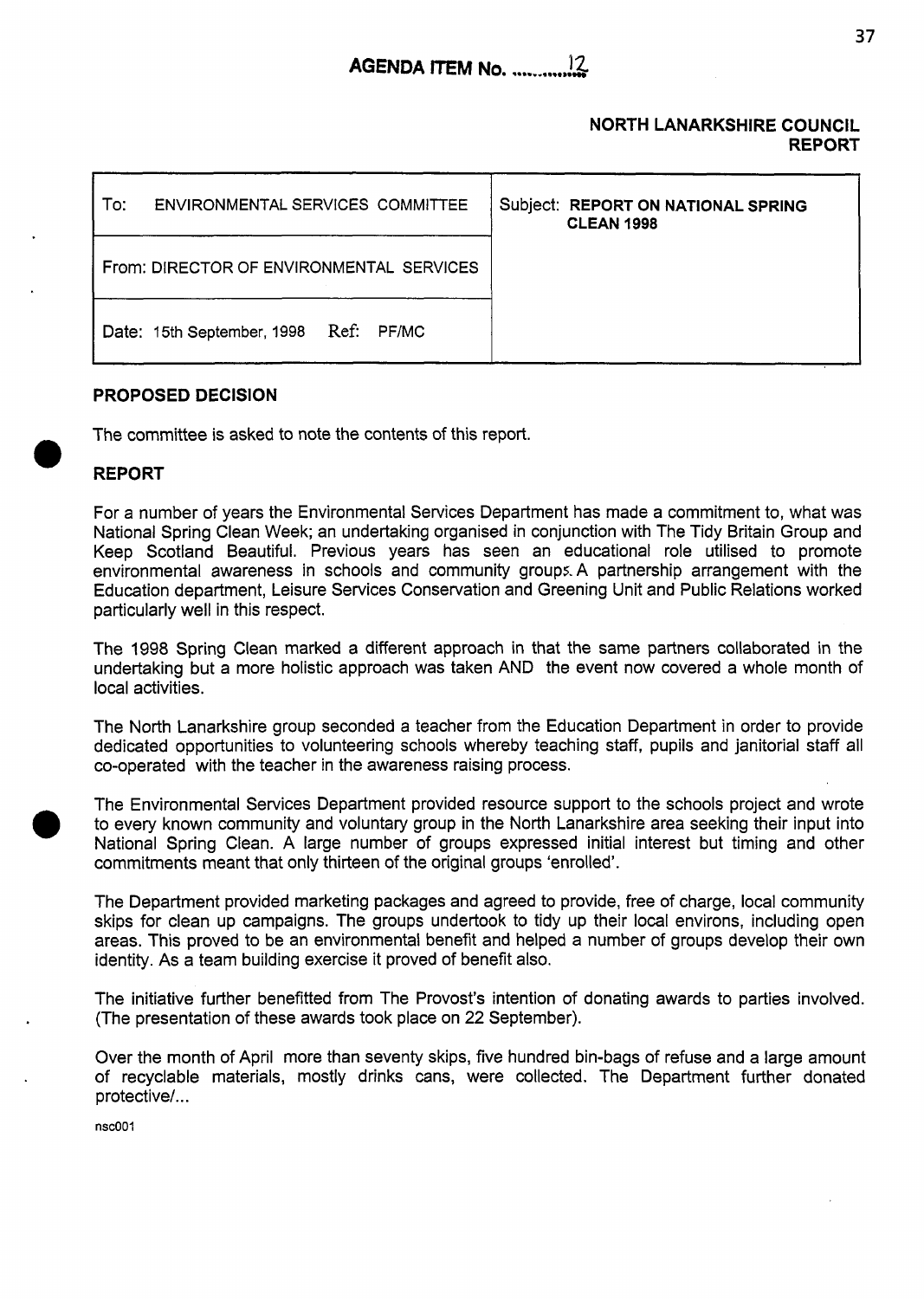**AGENDA ITEM No. ..........12**

**NORTH LANARKSHIRE COUNCIL**
**REPORT**

| To: ENVIRONMENTAL SERVICES COMMITTEE | Subject: **REPORT ON NATIONAL SPRING CLEAN 1998** |
| --- | --- |
| From: DIRECTOR OF ENVIRONMENTAL SERVICES | |
| Date: 15th September, 1998 Ref: PF/MC | |

## PROPOSED DECISION

The committee is asked to note the contents of this report.

## REPORT

For a number of years the Environmental Services Department has made a commitment to, what was National Spring Clean Week; an undertaking organised in conjunction with The Tidy Britain Group and Keep Scotland Beautiful. Previous years has seen an educational role utilised to promote environmental awareness in schools and community groups. A partnership arrangement with the Education department, Leisure Services Conservation and Greening Unit and Public Relations worked particularly well in this respect.

The 1998 Spring Clean marked a different approach in that the same partners collaborated in the undertaking but a more holistic approach was taken AND the event now covered a whole month of local activities.

The North Lanarkshire group seconded a teacher from the Education Department in order to provide dedicated opportunities to volunteering schools whereby teaching staff, pupils and janitorial staff all co-operated with the teacher in the awareness raising process.

The Environmental Services Department provided resource support to the schools project and wrote to every known community and voluntary group in the North Lanarkshire area seeking their input into National Spring Clean. A large number of groups expressed initial interest but timing and other commitments meant that only thirteen of the original groups 'enrolled'.

The Department provided marketing packages and agreed to provide, free of charge, local community skips for clean up campaigns. The groups undertook to tidy up their local environs, including open areas. This proved to be an environmental benefit and helped a number of groups develop their own identity. As a team building exercise it proved of benefit also.

The initiative further benefitted from The Provost's intention of donating awards to parties involved. (The presentation of these awards took place on 22 September).

Over the month of April more than seventy skips, five hundred bin-bags of refuse and a large amount of recyclable materials, mostly drinks cans, were collected. The Department further donated protective/...

nsc001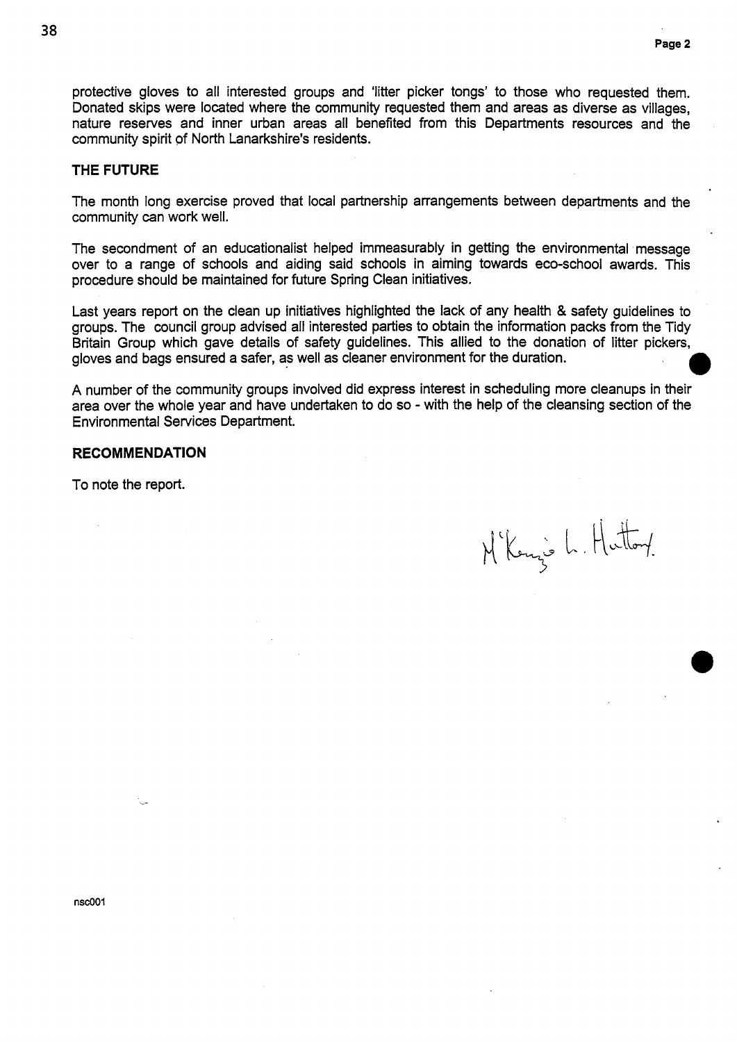protective gloves to all interested groups and 'litter picker tongs' to those who requested them. Donated skips were located where the community requested them and areas as diverse as villages, nature reserves and inner urban areas all benefited from this Departments resources and the community spirit of North Lanarkshire's residents.

**THE FUTURE**

The month long exercise proved that local partnership arrangements between departments and the community can work well.

The secondment of an educationalist helped immeasurably in getting the environmental message over to a range of schools and aiding said schools in aiming towards eco-school awards. This procedure should be maintained for future Spring Clean initiatives.

Last years report on the clean up initiatives highlighted the lack of any health & safety guidelines to groups. The council group advised all interested parties to obtain the information packs from the Tidy Britain Group which gave details of safety guidelines. This allied to the donation of litter pickers, gloves and bags ensured a safer, as well as cleaner environment for the duration.

A number of the community groups involved did express interest in scheduling more cleanups in their area over the whole year and have undertaken to do so - with the help of the cleansing section of the Environmental Services Department.

**RECOMMENDATION**

To note the report.

M'Kenzie L. Hutton

nsc001